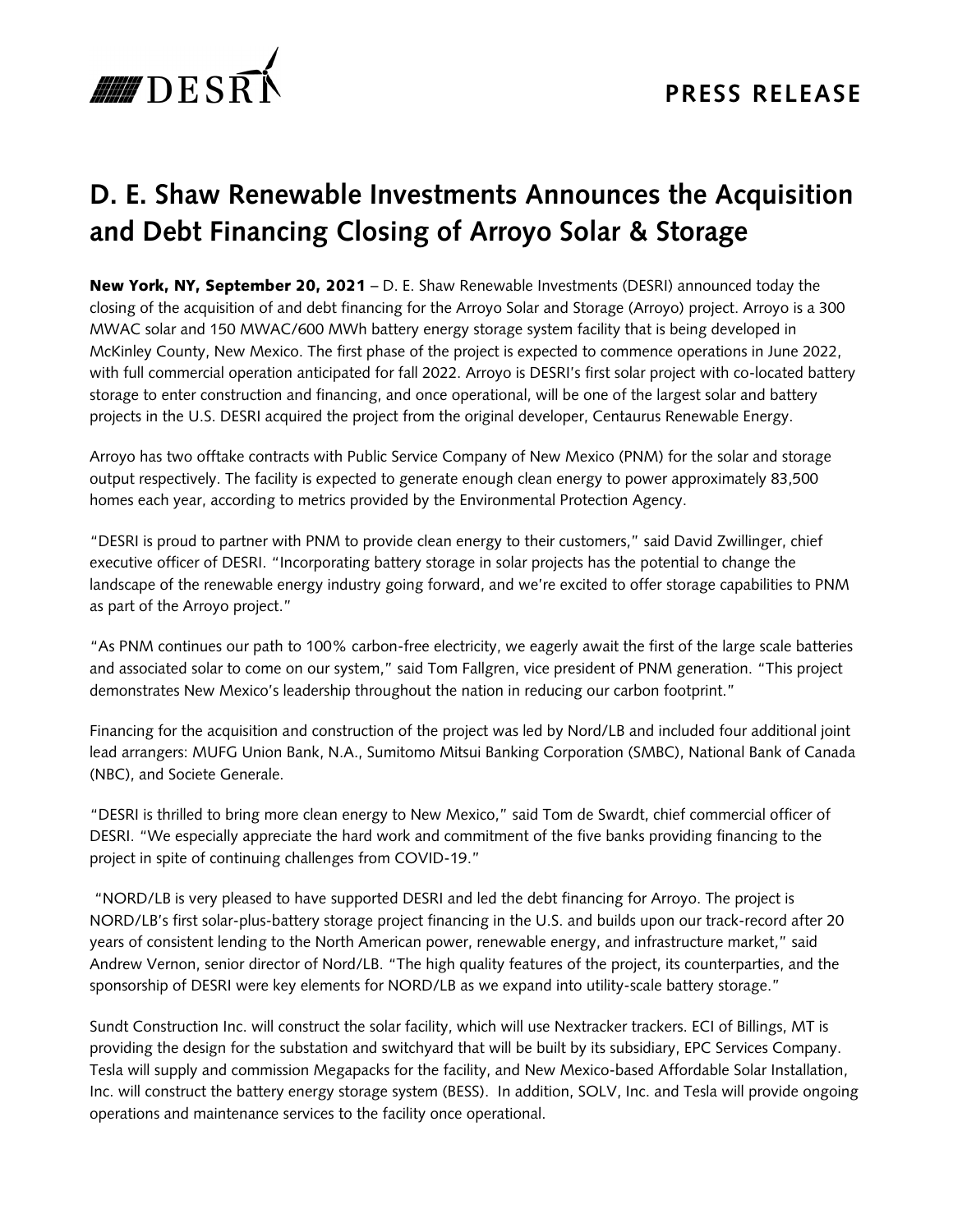DESRI

**PRESS RELEASE**

# D. E. Shaw Renewable Investments Announces the Acquisition and Debt Financing Closing of Arroyo Solar & Storage

**New York, NY, September 20, 2021** – D. E. Shaw Renewable Investments (DESRI) announced today the closing of the acquisition of and debt financing for the Arroyo Solar and Storage (Arroyo) project. Arroyo is a 300 MWAC solar and 150 MWAC/600 MWh battery energy storage system facility that is being developed in McKinley County, New Mexico. The first phase of the project is expected to commence operations in June 2022, with full commercial operation anticipated for fall 2022. Arroyo is DESRI's first solar project with co-located battery storage to enter construction and financing, and once operational, will be one of the largest solar and battery projects in the U.S. DESRI acquired the project from the original developer, Centaurus Renewable Energy.

Arroyo has two offtake contracts with Public Service Company of New Mexico (PNM) for the solar and storage output respectively. The facility is expected to generate enough clean energy to power approximately 83,500 homes each year, according to metrics provided by the Environmental Protection Agency.

"DESRI is proud to partner with PNM to provide clean energy to their customers," said David Zwillinger, chief executive officer of DESRI. "Incorporating battery storage in solar projects has the potential to change the landscape of the renewable energy industry going forward, and we're excited to offer storage capabilities to PNM as part of the Arroyo project."

"As PNM continues our path to 100% carbon-free electricity, we eagerly await the first of the large scale batteries and associated solar to come on our system," said Tom Fallgren, vice president of PNM generation. "This project demonstrates New Mexico's leadership throughout the nation in reducing our carbon footprint."

Financing for the acquisition and construction of the project was led by Nord/LB and included four additional joint lead arrangers: MUFG Union Bank, N.A., Sumitomo Mitsui Banking Corporation (SMBC), National Bank of Canada (NBC), and Societe Generale.

"DESRI is thrilled to bring more clean energy to New Mexico," said Tom de Swardt, chief commercial officer of DESRI. "We especially appreciate the hard work and commitment of the five banks providing financing to the project in spite of continuing challenges from COVID-19."

"NORD/LB is very pleased to have supported DESRI and led the debt financing for Arroyo. The project is NORD/LB's first solar-plus-battery storage project financing in the U.S. and builds upon our track-record after 20 years of consistent lending to the North American power, renewable energy, and infrastructure market," said Andrew Vernon, senior director of Nord/LB. "The high quality features of the project, its counterparties, and the sponsorship of DESRI were key elements for NORD/LB as we expand into utility-scale battery storage."

Sundt Construction Inc. will construct the solar facility, which will use Nextracker trackers. ECI of Billings, MT is providing the design for the substation and switchyard that will be built by its subsidiary, EPC Services Company. Tesla will supply and commission Megapacks for the facility, and New Mexico-based Affordable Solar Installation, Inc. will construct the battery energy storage system (BESS). In addition, SOLV, Inc. and Tesla will provide ongoing operations and maintenance services to the facility once operational.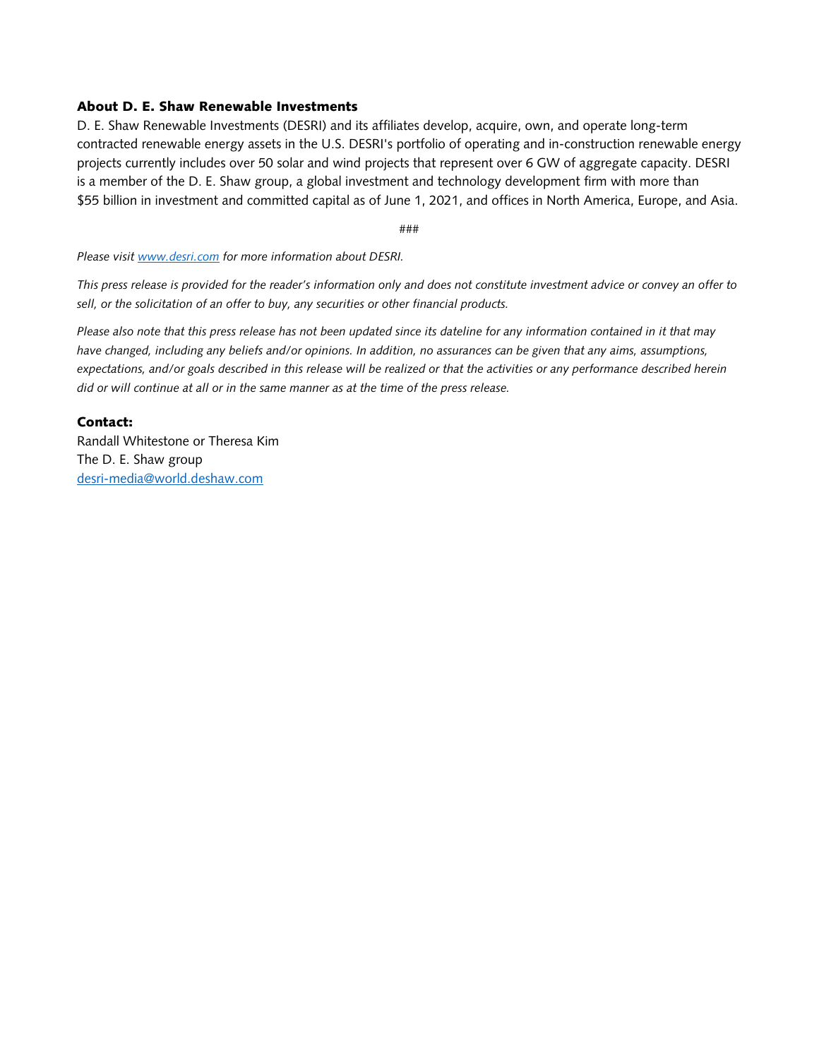## About D. E. Shaw Renewable Investments

D. E. Shaw Renewable Investments (DESRI) and its affiliates develop, acquire, own, and operate long-term contracted renewable energy assets in the U.S. DESRI's portfolio of operating and in-construction renewable energy projects currently includes over 50 solar and wind projects that represent over 6 GW of aggregate capacity. DESRI is a member of the D. E. Shaw group, a global investment and technology development firm with more than $55 billion in investment and committed capital as of June 1, 2021, and offices in North America, Europe, and Asia.

###

*Please visit [www.desri.com](www.desri.com) for more information about DESRI.*

*This press release is provided for the reader's information only and does not constitute investment advice or convey an offer to sell, or the solicitation of an offer to buy, any securities or other financial products.*

*Please also note that this press release has not been updated since its dateline for any information contained in it that may have changed, including any beliefs and/or opinions. In addition, no assurances can be given that any aims, assumptions, expectations, and/or goals described in this release will be realized or that the activities or any performance described herein did or will continue at all or in the same manner as at the time of the press release.*

**Contact:**
Randall Whitestone or Theresa Kim
The D. E. Shaw group
[desri-media@world.deshaw.com](mailto:desri-media@world.deshaw.com)